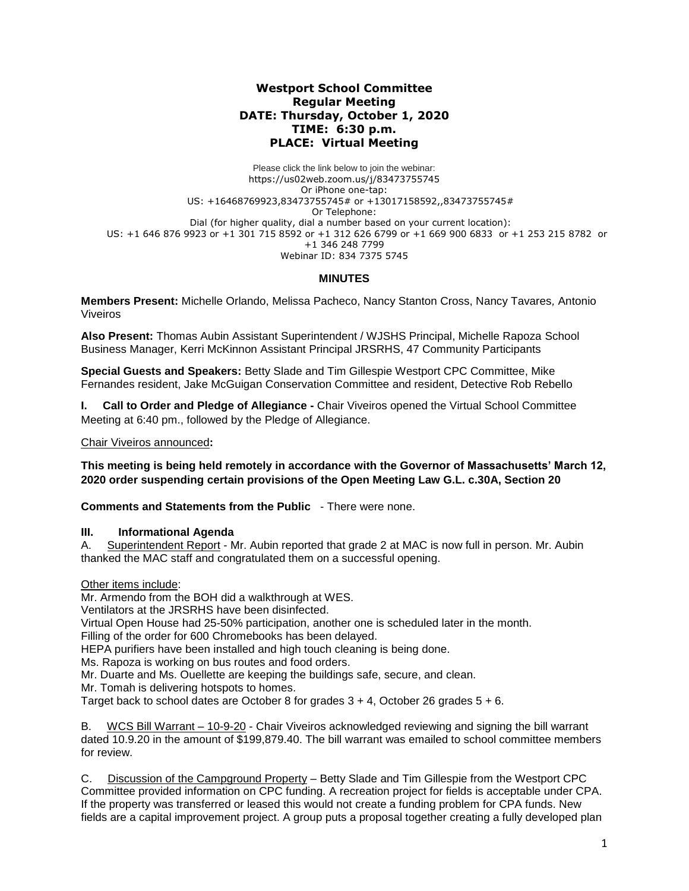# Westport School Committee
## Regular Meeting
## DATE: Thursday, October 1, 2020
## TIME: 6:30 p.m.
## PLACE: Virtual Meeting

Please click the link below to join the webinar:
https://us02web.zoom.us/j/83473755745
Or iPhone one-tap:
US: +16468769923,83473755745# or +13017158592,,83473755745#
Or Telephone:
Dial (for higher quality, dial a number based on your current location):
US: +1 646 876 9923 or +1 301 715 8592 or +1 312 626 6799 or +1 669 900 6833 or +1 253 215 8782 or +1 346 248 7799
Webinar ID: 834 7375 5745

## MINUTES

**Members Present:** Michelle Orlando, Melissa Pacheco, Nancy Stanton Cross, Nancy Tavares, Antonio Viveiros

**Also Present:** Thomas Aubin Assistant Superintendent / WJSHS Principal, Michelle Rapoza School Business Manager, Kerri McKinnon Assistant Principal JRSRHS, 47 Community Participants

**Special Guests and Speakers:** Betty Slade and Tim Gillespie Westport CPC Committee, Mike Fernandes resident, Jake McGuigan Conservation Committee and resident, Detective Rob Rebello

**I. Call to Order and Pledge of Allegiance -** Chair Viveiros opened the Virtual School Committee Meeting at 6:40 pm., followed by the Pledge of Allegiance.

Chair Viveiros announced**:**

**This meeting is being held remotely in accordance with the Governor of Massachusetts' March 12, 2020 order suspending certain provisions of the Open Meeting Law G.L. c.30A, Section 20**

**Comments and Statements from the Public** - There were none.

### III. Informational Agenda

A. Superintendent Report - Mr. Aubin reported that grade 2 at MAC is now full in person. Mr. Aubin thanked the MAC staff and congratulated them on a successful opening.

Other items include:

Mr. Armendo from the BOH did a walkthrough at WES.
Ventilators at the JRSRHS have been disinfected.
Virtual Open House had 25-50% participation, another one is scheduled later in the month.
Filling of the order for 600 Chromebooks has been delayed.
HEPA purifiers have been installed and high touch cleaning is being done.
Ms. Rapoza is working on bus routes and food orders.
Mr. Duarte and Ms. Ouellette are keeping the buildings safe, secure, and clean.
Mr. Tomah is delivering hotspots to homes.
Target back to school dates are October 8 for grades 3 + 4, October 26 grades 5 + 6.

B. WCS Bill Warrant – 10-9-20 - Chair Viveiros acknowledged reviewing and signing the bill warrant dated 10.9.20 in the amount of $199,879.40. The bill warrant was emailed to school committee members for review.

C. Discussion of the Campground Property – Betty Slade and Tim Gillespie from the Westport CPC Committee provided information on CPC funding. A recreation project for fields is acceptable under CPA. If the property was transferred or leased this would not create a funding problem for CPA funds. New fields are a capital improvement project. A group puts a proposal together creating a fully developed plan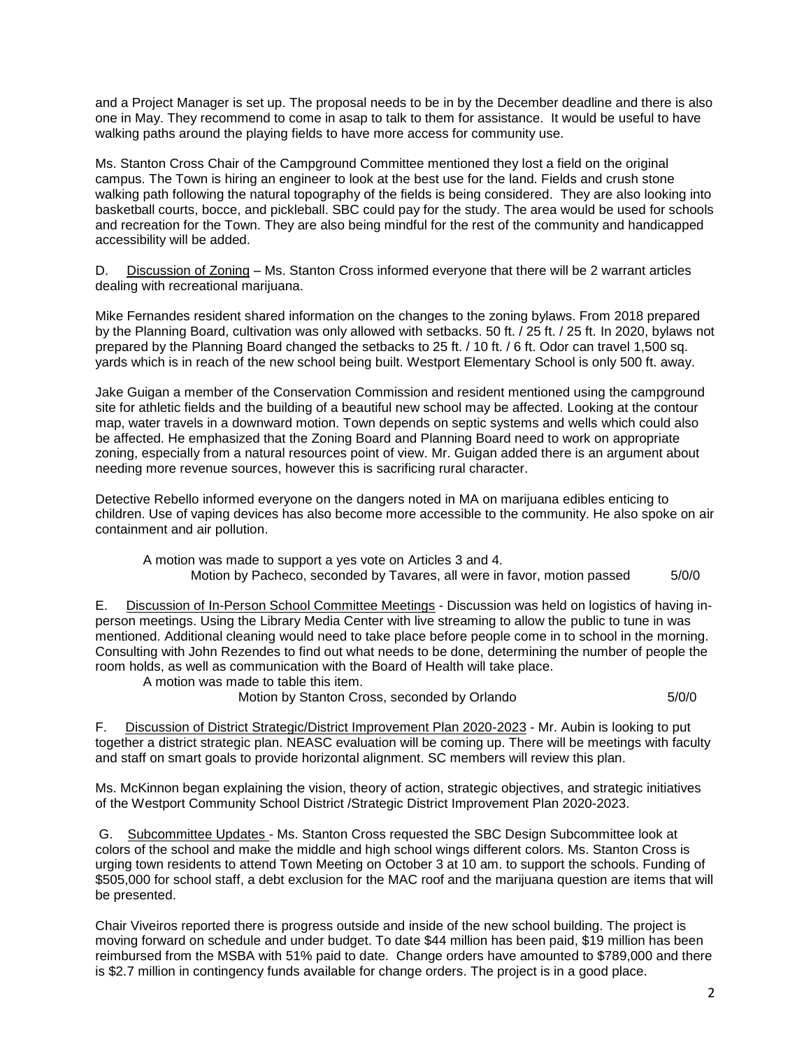and a Project Manager is set up. The proposal needs to be in by the December deadline and there is also one in May. They recommend to come in asap to talk to them for assistance. It would be useful to have walking paths around the playing fields to have more access for community use.

Ms. Stanton Cross Chair of the Campground Committee mentioned they lost a field on the original campus. The Town is hiring an engineer to look at the best use for the land. Fields and crush stone walking path following the natural topography of the fields is being considered. They are also looking into basketball courts, bocce, and pickleball. SBC could pay for the study. The area would be used for schools and recreation for the Town. They are also being mindful for the rest of the community and handicapped accessibility will be added.

D. <u>Discussion of Zoning</u> – Ms. Stanton Cross informed everyone that there will be 2 warrant articles dealing with recreational marijuana.

Mike Fernandes resident shared information on the changes to the zoning bylaws. From 2018 prepared by the Planning Board, cultivation was only allowed with setbacks. 50 ft. / 25 ft. / 25 ft. In 2020, bylaws not prepared by the Planning Board changed the setbacks to 25 ft. / 10 ft. / 6 ft. Odor can travel 1,500 sq. yards which is in reach of the new school being built. Westport Elementary School is only 500 ft. away.

Jake Guigan a member of the Conservation Commission and resident mentioned using the campground site for athletic fields and the building of a beautiful new school may be affected. Looking at the contour map, water travels in a downward motion. Town depends on septic systems and wells which could also be affected. He emphasized that the Zoning Board and Planning Board need to work on appropriate zoning, especially from a natural resources point of view. Mr. Guigan added there is an argument about needing more revenue sources, however this is sacrificing rural character.

Detective Rebello informed everyone on the dangers noted in MA on marijuana edibles enticing to children. Use of vaping devices has also become more accessible to the community. He also spoke on air containment and air pollution.

A motion was made to support a yes vote on Articles 3 and 4.
Motion by Pacheco, seconded by Tavares, all were in favor, motion passed 5/0/0

E. <u>Discussion of In-Person School Committee Meetings</u> - Discussion was held on logistics of having in-person meetings. Using the Library Media Center with live streaming to allow the public to tune in was mentioned. Additional cleaning would need to take place before people come in to school in the morning. Consulting with John Rezendes to find out what needs to be done, determining the number of people the room holds, as well as communication with the Board of Health will take place.

A motion was made to table this item.
Motion by Stanton Cross, seconded by Orlando 5/0/0

F. <u>Discussion of District Strategic/District Improvement Plan 2020-2023</u> - Mr. Aubin is looking to put together a district strategic plan. NEASC evaluation will be coming up. There will be meetings with faculty and staff on smart goals to provide horizontal alignment. SC members will review this plan.

Ms. McKinnon began explaining the vision, theory of action, strategic objectives, and strategic initiatives of the Westport Community School District /Strategic District Improvement Plan 2020-2023.

G. <u>Subcommittee Updates</u> - Ms. Stanton Cross requested the SBC Design Subcommittee look at colors of the school and make the middle and high school wings different colors. Ms. Stanton Cross is urging town residents to attend Town Meeting on October 3 at 10 am. to support the schools. Funding of $505,000 for school staff, a debt exclusion for the MAC roof and the marijuana question are items that will be presented.

Chair Viveiros reported there is progress outside and inside of the new school building. The project is moving forward on schedule and under budget. To date $44 million has been paid, $19 million has been reimbursed from the MSBA with 51% paid to date. Change orders have amounted to $789,000 and there is $2.7 million in contingency funds available for change orders. The project is in a good place.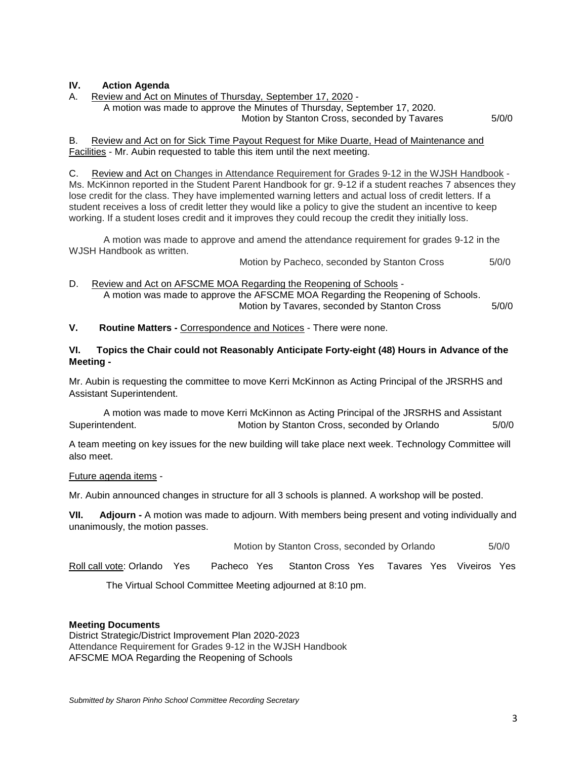## IV. Action Agenda

A. Review and Act on Minutes of Thursday, September 17, 2020 -

A motion was made to approve the Minutes of Thursday, September 17, 2020.

Motion by Stanton Cross, seconded by Tavares 5/0/0

B. Review and Act on for Sick Time Payout Request for Mike Duarte, Head of Maintenance and Facilities - Mr. Aubin requested to table this item until the next meeting.

C. Review and Act on Changes in Attendance Requirement for Grades 9-12 in the WJSH Handbook - Ms. McKinnon reported in the Student Parent Handbook for gr. 9-12 if a student reaches 7 absences they lose credit for the class. They have implemented warning letters and actual loss of credit letters. If a student receives a loss of credit letter they would like a policy to give the student an incentive to keep working. If a student loses credit and it improves they could recoup the credit they initially loss.

A motion was made to approve and amend the attendance requirement for grades 9-12 in the WJSH Handbook as written.

Motion by Pacheco, seconded by Stanton Cross 5/0/0

D. Review and Act on AFSCME MOA Regarding the Reopening of Schools -

A motion was made to approve the AFSCME MOA Regarding the Reopening of Schools.

Motion by Tavares, seconded by Stanton Cross 5/0/0

**V. Routine Matters -** Correspondence and Notices - There were none.

## VI. Topics the Chair could not Reasonably Anticipate Forty-eight (48) Hours in Advance of the Meeting -

Mr. Aubin is requesting the committee to move Kerri McKinnon as Acting Principal of the JRSRHS and Assistant Superintendent.

A motion was made to move Kerri McKinnon as Acting Principal of the JRSRHS and Assistant Superintendent. Motion by Stanton Cross, seconded by Orlando 5/0/0

A team meeting on key issues for the new building will take place next week. Technology Committee will also meet.

Future agenda items -

Mr. Aubin announced changes in structure for all 3 schools is planned. A workshop will be posted.

**VII. Adjourn -** A motion was made to adjourn. With members being present and voting individually and unanimously, the motion passes.

Motion by Stanton Cross, seconded by Orlando 5/0/0

Roll call vote: Orlando Yes Pacheco Yes Stanton Cross Yes Tavares Yes Viveiros Yes

The Virtual School Committee Meeting adjourned at 8:10 pm.

**Meeting Documents**

District Strategic/District Improvement Plan 2020-2023

Attendance Requirement for Grades 9-12 in the WJSH Handbook

AFSCME MOA Regarding the Reopening of Schools

*Submitted by Sharon Pinho School Committee Recording Secretary*